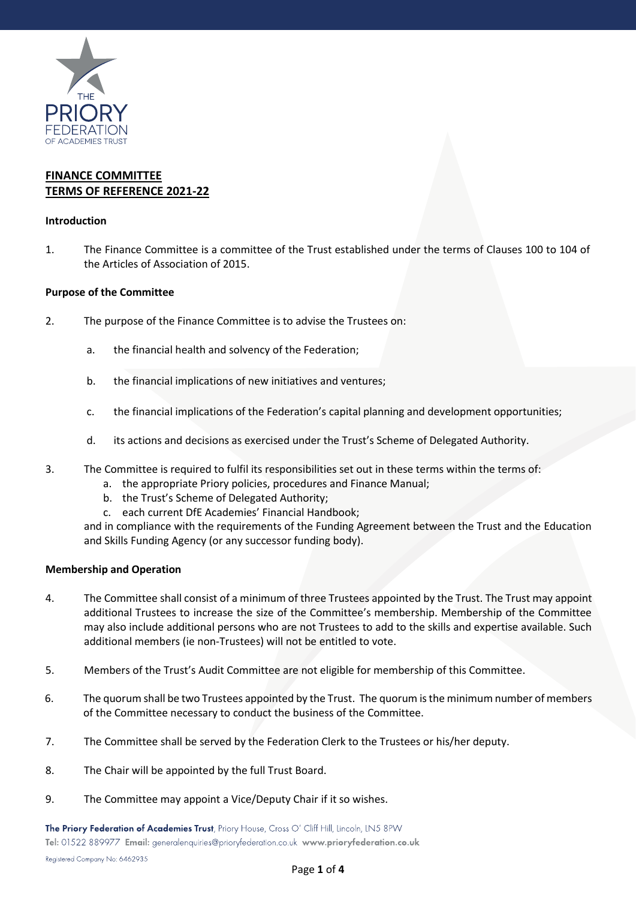**FINANCE COMMITTEE**
**TERMS OF REFERENCE 2021-22**

**Introduction**

1. The Finance Committee is a committee of the Trust established under the terms of Clauses 100 to 104 of the Articles of Association of 2015.

**Purpose of the Committee**

2. The purpose of the Finance Committee is to advise the Trustees on:

   a. the financial health and solvency of the Federation;

   b. the financial implications of new initiatives and ventures;

   c. the financial implications of the Federation's capital planning and development opportunities;

   d. its actions and decisions as exercised under the Trust's Scheme of Delegated Authority.

3. The Committee is required to fulfil its responsibilities set out in these terms within the terms of:
   a. the appropriate Priory policies, procedures and Finance Manual;
   b. the Trust's Scheme of Delegated Authority;
   c. each current DfE Academies' Financial Handbook;

   and in compliance with the requirements of the Funding Agreement between the Trust and the Education and Skills Funding Agency (or any successor funding body).

**Membership and Operation**

4. The Committee shall consist of a minimum of three Trustees appointed by the Trust. The Trust may appoint additional Trustees to increase the size of the Committee's membership. Membership of the Committee may also include additional persons who are not Trustees to add to the skills and expertise available. Such additional members (ie non-Trustees) will not be entitled to vote.

5. Members of the Trust's Audit Committee are not eligible for membership of this Committee.

6. The quorum shall be two Trustees appointed by the Trust. The quorum is the minimum number of members of the Committee necessary to conduct the business of the Committee.

7. The Committee shall be served by the Federation Clerk to the Trustees or his/her deputy.

8. The Chair will be appointed by the full Trust Board.

9. The Committee may appoint a Vice/Deputy Chair if it so wishes.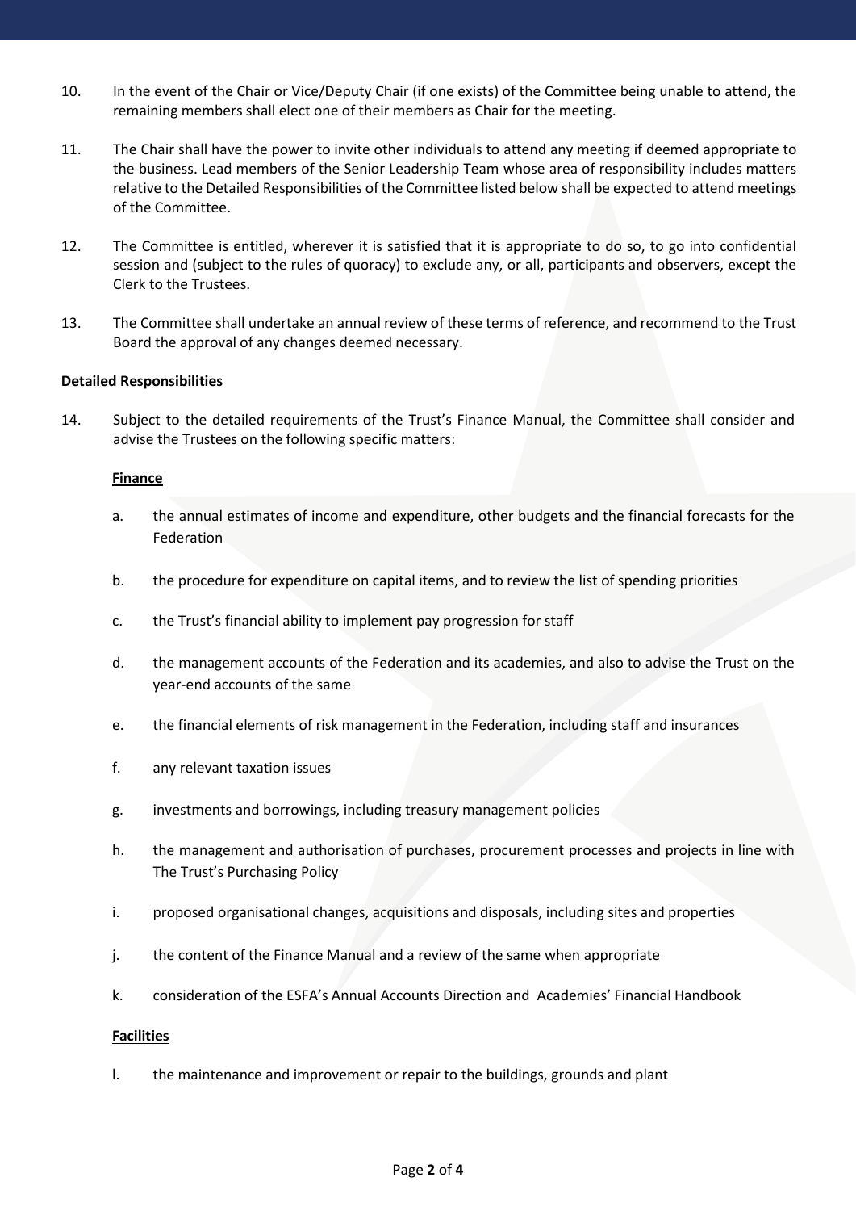10. In the event of the Chair or Vice/Deputy Chair (if one exists) of the Committee being unable to attend, the remaining members shall elect one of their members as Chair for the meeting.

11. The Chair shall have the power to invite other individuals to attend any meeting if deemed appropriate to the business. Lead members of the Senior Leadership Team whose area of responsibility includes matters relative to the Detailed Responsibilities of the Committee listed below shall be expected to attend meetings of the Committee.

12. The Committee is entitled, wherever it is satisfied that it is appropriate to do so, to go into confidential session and (subject to the rules of quoracy) to exclude any, or all, participants and observers, except the Clerk to the Trustees.

13. The Committee shall undertake an annual review of these terms of reference, and recommend to the Trust Board the approval of any changes deemed necessary.

**Detailed Responsibilities**

14. Subject to the detailed requirements of the Trust's Finance Manual, the Committee shall consider and advise the Trustees on the following specific matters:

<u>**Finance**</u>

a. the annual estimates of income and expenditure, other budgets and the financial forecasts for the Federation

b. the procedure for expenditure on capital items, and to review the list of spending priorities

c. the Trust's financial ability to implement pay progression for staff

d. the management accounts of the Federation and its academies, and also to advise the Trust on the year-end accounts of the same

e. the financial elements of risk management in the Federation, including staff and insurances

f. any relevant taxation issues

g. investments and borrowings, including treasury management policies

h. the management and authorisation of purchases, procurement processes and projects in line with The Trust's Purchasing Policy

i. proposed organisational changes, acquisitions and disposals, including sites and properties

j. the content of the Finance Manual and a review of the same when appropriate

k. consideration of the ESFA's Annual Accounts Direction and Academies' Financial Handbook

<u>**Facilities**</u>

l. the maintenance and improvement or repair to the buildings, grounds and plant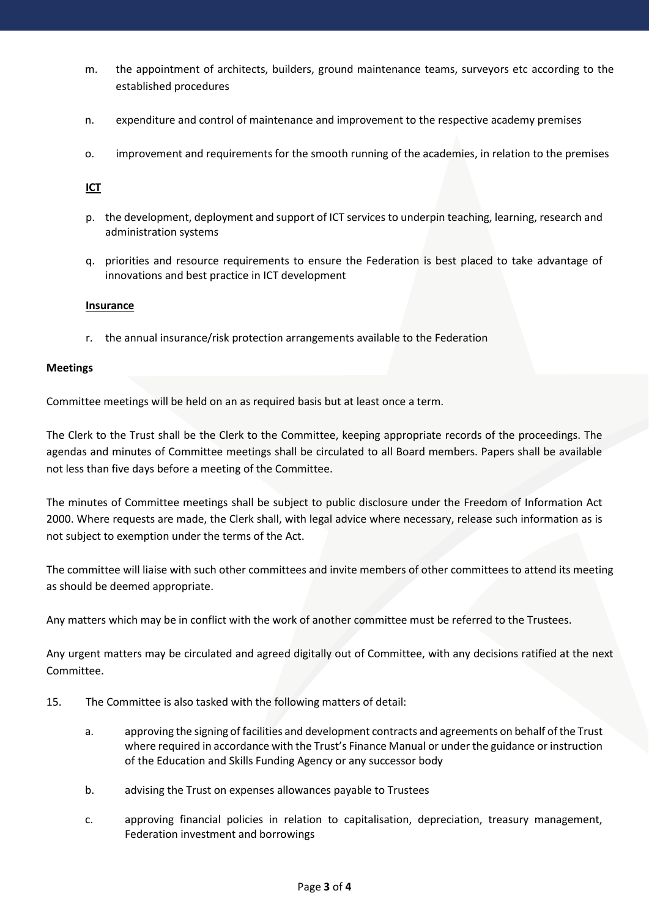m. the appointment of architects, builders, ground maintenance teams, surveyors etc according to the established procedures

n. expenditure and control of maintenance and improvement to the respective academy premises

o. improvement and requirements for the smooth running of the academies, in relation to the premises

**ICT**

p. the development, deployment and support of ICT services to underpin teaching, learning, research and administration systems

q. priorities and resource requirements to ensure the Federation is best placed to take advantage of innovations and best practice in ICT development

**Insurance**

r. the annual insurance/risk protection arrangements available to the Federation

**Meetings**

Committee meetings will be held on an as required basis but at least once a term.

The Clerk to the Trust shall be the Clerk to the Committee, keeping appropriate records of the proceedings. The agendas and minutes of Committee meetings shall be circulated to all Board members. Papers shall be available not less than five days before a meeting of the Committee.

The minutes of Committee meetings shall be subject to public disclosure under the Freedom of Information Act 2000. Where requests are made, the Clerk shall, with legal advice where necessary, release such information as is not subject to exemption under the terms of the Act.

The committee will liaise with such other committees and invite members of other committees to attend its meeting as should be deemed appropriate.

Any matters which may be in conflict with the work of another committee must be referred to the Trustees.

Any urgent matters may be circulated and agreed digitally out of Committee, with any decisions ratified at the next Committee.

15. The Committee is also tasked with the following matters of detail:

a. approving the signing of facilities and development contracts and agreements on behalf of the Trust where required in accordance with the Trust's Finance Manual or under the guidance or instruction of the Education and Skills Funding Agency or any successor body

b. advising the Trust on expenses allowances payable to Trustees

c. approving financial policies in relation to capitalisation, depreciation, treasury management, Federation investment and borrowings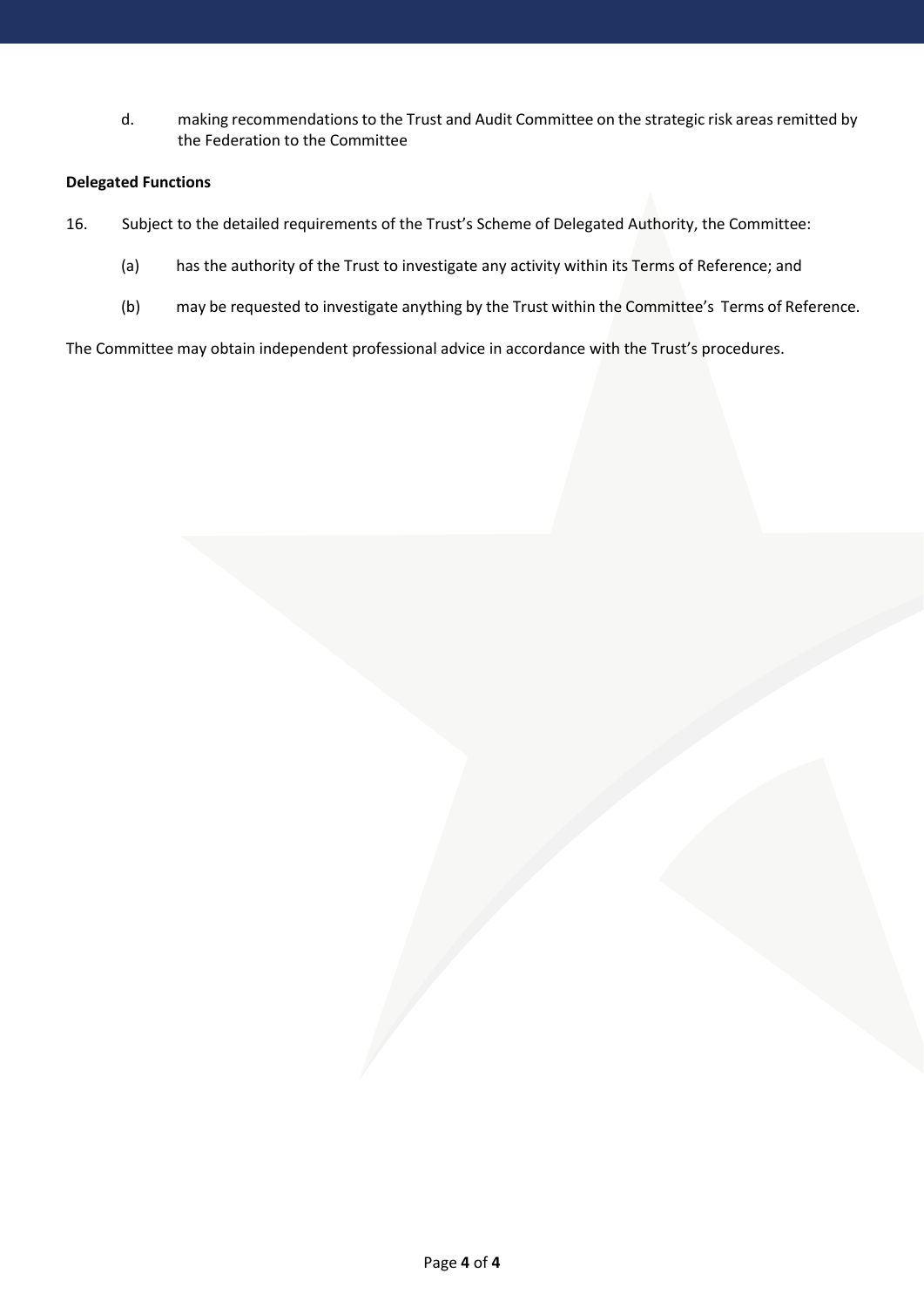d. making recommendations to the Trust and Audit Committee on the strategic risk areas remitted by the Federation to the Committee

**Delegated Functions**

16. Subject to the detailed requirements of the Trust's Scheme of Delegated Authority, the Committee:

    (a) has the authority of the Trust to investigate any activity within its Terms of Reference; and

    (b) may be requested to investigate anything by the Trust within the Committee's Terms of Reference.

The Committee may obtain independent professional advice in accordance with the Trust's procedures.